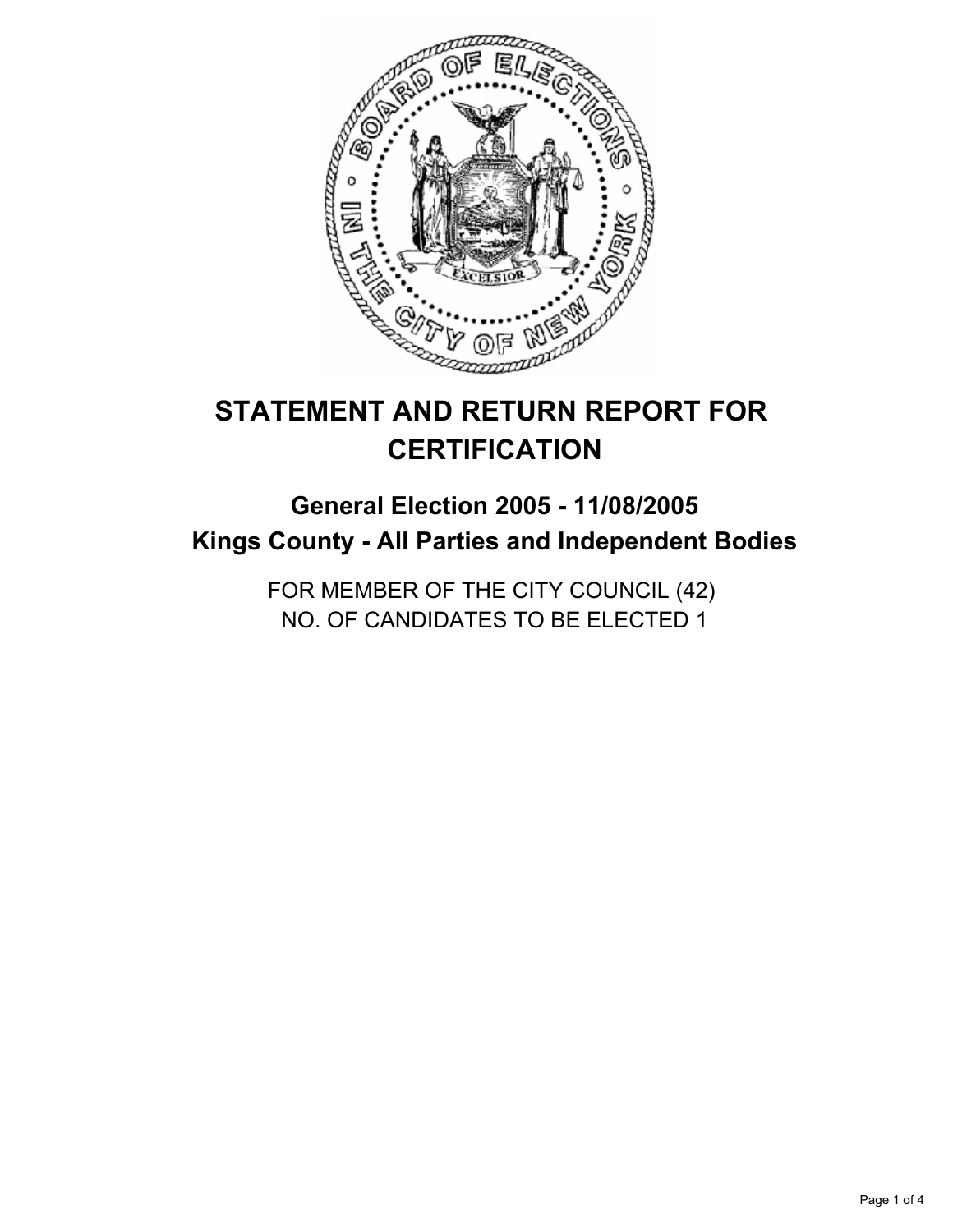# STATEMENT AND RETURN REPORT FOR CERTIFICATION

## General Election 2005 - 11/08/2005
## Kings County - All Parties and Independent Bodies

FOR MEMBER OF THE CITY COUNCIL (42)
NO. OF CANDIDATES TO BE ELECTED 1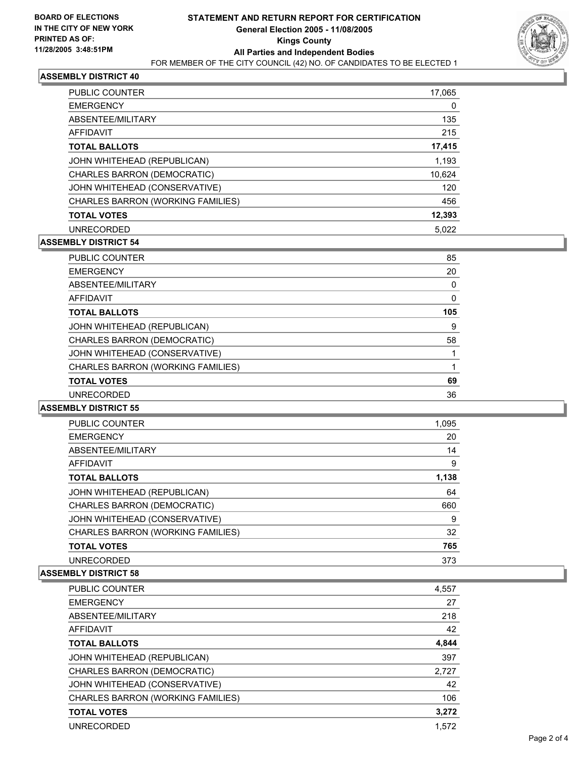**BOARD OF ELECTIONS IN THE CITY OF NEW YORK PRINTED AS OF: 11/28/2005 3:48:51PM**

# STATEMENT AND RETURN REPORT FOR CERTIFICATION
## General Election 2005 - 11/08/2005
## Kings County
## All Parties and Independent Bodies
FOR MEMBER OF THE CITY COUNCIL (42) NO. OF CANDIDATES TO BE ELECTED 1

### ASSEMBLY DISTRICT 40

| | |
|---|---|
| PUBLIC COUNTER | 17,065 |
| EMERGENCY | 0 |
| ABSENTEE/MILITARY | 135 |
| AFFIDAVIT | 215 |
| **TOTAL BALLOTS** | **17,415** |
| JOHN WHITEHEAD (REPUBLICAN) | 1,193 |
| CHARLES BARRON (DEMOCRATIC) | 10,624 |
| JOHN WHITEHEAD (CONSERVATIVE) | 120 |
| CHARLES BARRON (WORKING FAMILIES) | 456 |
| **TOTAL VOTES** | **12,393** |
| UNRECORDED | 5,022 |

### ASSEMBLY DISTRICT 54

| | |
|---|---|
| PUBLIC COUNTER | 85 |
| EMERGENCY | 20 |
| ABSENTEE/MILITARY | 0 |
| AFFIDAVIT | 0 |
| **TOTAL BALLOTS** | **105** |
| JOHN WHITEHEAD (REPUBLICAN) | 9 |
| CHARLES BARRON (DEMOCRATIC) | 58 |
| JOHN WHITEHEAD (CONSERVATIVE) | 1 |
| CHARLES BARRON (WORKING FAMILIES) | 1 |
| **TOTAL VOTES** | **69** |
| UNRECORDED | 36 |

### ASSEMBLY DISTRICT 55

| | |
|---|---|
| PUBLIC COUNTER | 1,095 |
| EMERGENCY | 20 |
| ABSENTEE/MILITARY | 14 |
| AFFIDAVIT | 9 |
| **TOTAL BALLOTS** | **1,138** |
| JOHN WHITEHEAD (REPUBLICAN) | 64 |
| CHARLES BARRON (DEMOCRATIC) | 660 |
| JOHN WHITEHEAD (CONSERVATIVE) | 9 |
| CHARLES BARRON (WORKING FAMILIES) | 32 |
| **TOTAL VOTES** | **765** |
| UNRECORDED | 373 |

### ASSEMBLY DISTRICT 58

| | |
|---|---|
| PUBLIC COUNTER | 4,557 |
| EMERGENCY | 27 |
| ABSENTEE/MILITARY | 218 |
| AFFIDAVIT | 42 |
| **TOTAL BALLOTS** | **4,844** |
| JOHN WHITEHEAD (REPUBLICAN) | 397 |
| CHARLES BARRON (DEMOCRATIC) | 2,727 |
| JOHN WHITEHEAD (CONSERVATIVE) | 42 |
| CHARLES BARRON (WORKING FAMILIES) | 106 |
| **TOTAL VOTES** | **3,272** |
| UNRECORDED | 1,572 |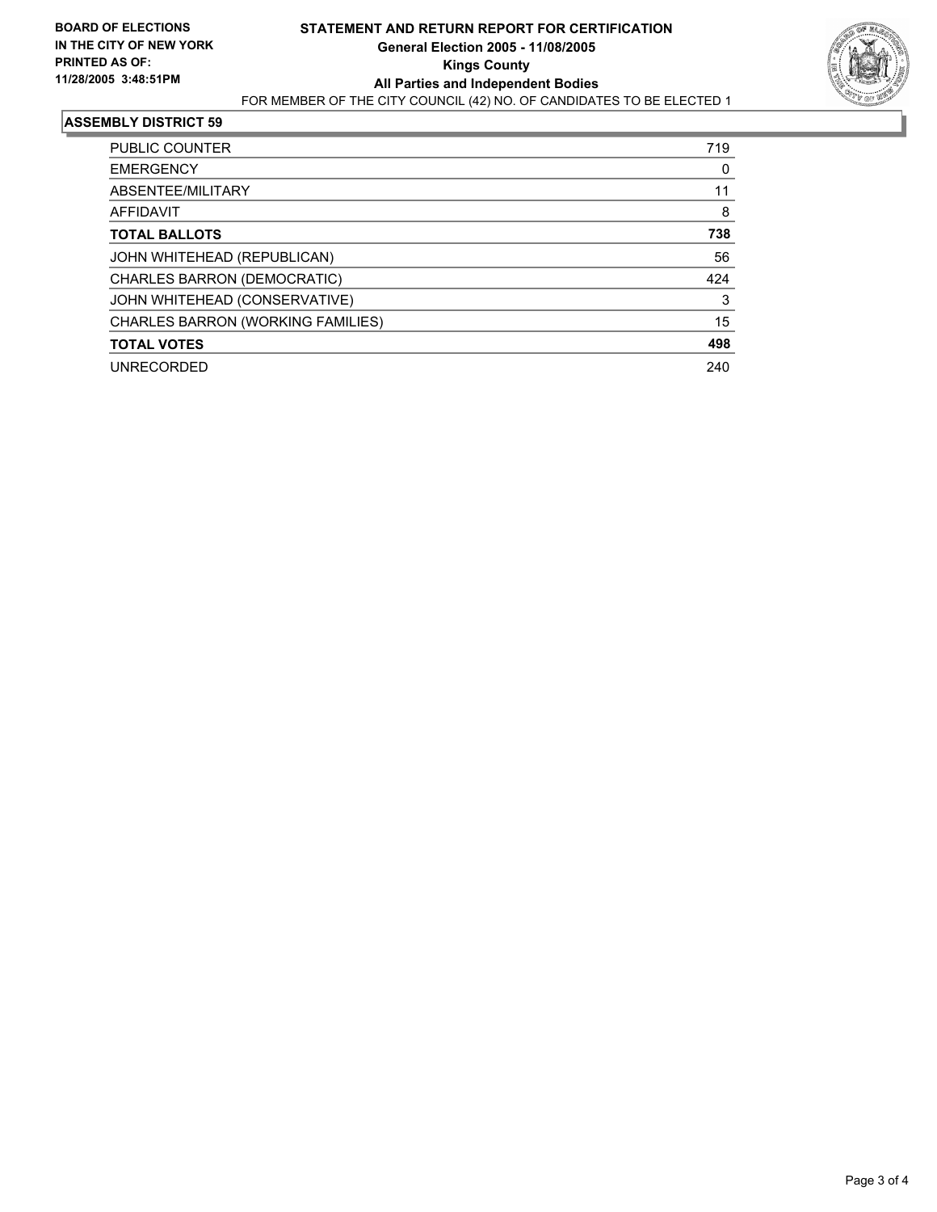**BOARD OF ELECTIONS IN THE CITY OF NEW YORK**
**PRINTED AS OF: 11/28/2005 3:48:51PM**

# STATEMENT AND RETURN REPORT FOR CERTIFICATION
## General Election 2005 - 11/08/2005
## Kings County
## All Parties and Independent Bodies

FOR MEMBER OF THE CITY COUNCIL (42) NO. OF CANDIDATES TO BE ELECTED 1

### ASSEMBLY DISTRICT 59

| | |
|---|---|
| PUBLIC COUNTER | 719 |
| EMERGENCY | 0 |
| ABSENTEE/MILITARY | 11 |
| AFFIDAVIT | 8 |
| **TOTAL BALLOTS** | **738** |
| JOHN WHITEHEAD (REPUBLICAN) | 56 |
| CHARLES BARRON (DEMOCRATIC) | 424 |
| JOHN WHITEHEAD (CONSERVATIVE) | 3 |
| CHARLES BARRON (WORKING FAMILIES) | 15 |
| **TOTAL VOTES** | **498** |
| UNRECORDED | 240 |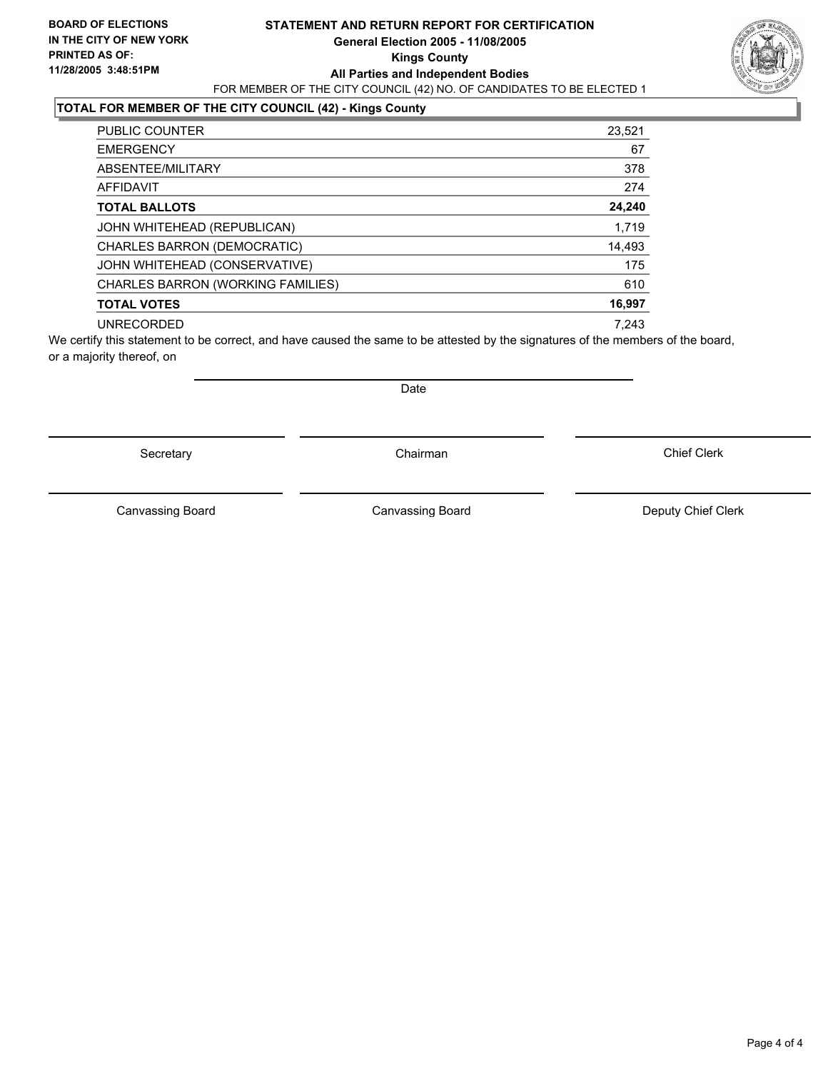**BOARD OF ELECTIONS IN THE CITY OF NEW YORK PRINTED AS OF: 11/28/2005 3:48:51PM**

# STATEMENT AND RETURN REPORT FOR CERTIFICATION

**General Election 2005 - 11/08/2005**

**Kings County**

**All Parties and Independent Bodies**

FOR MEMBER OF THE CITY COUNCIL (42) NO. OF CANDIDATES TO BE ELECTED 1

## TOTAL FOR MEMBER OF THE CITY COUNCIL (42) - Kings County

| | |
|---|---|
| PUBLIC COUNTER | 23,521 |
| EMERGENCY | 67 |
| ABSENTEE/MILITARY | 378 |
| AFFIDAVIT | 274 |
| **TOTAL BALLOTS** | **24,240** |
| JOHN WHITEHEAD (REPUBLICAN) | 1,719 |
| CHARLES BARRON (DEMOCRATIC) | 14,493 |
| JOHN WHITEHEAD (CONSERVATIVE) | 175 |
| CHARLES BARRON (WORKING FAMILIES) | 610 |
| **TOTAL VOTES** | **16,997** |
| UNRECORDED | 7,243 |

We certify this statement to be correct, and have caused the same to be attested by the signatures of the members of the board, or a majority thereof, on

Date

Secretary — Chairman — Chief Clerk

Canvassing Board — Canvassing Board — Deputy Chief Clerk